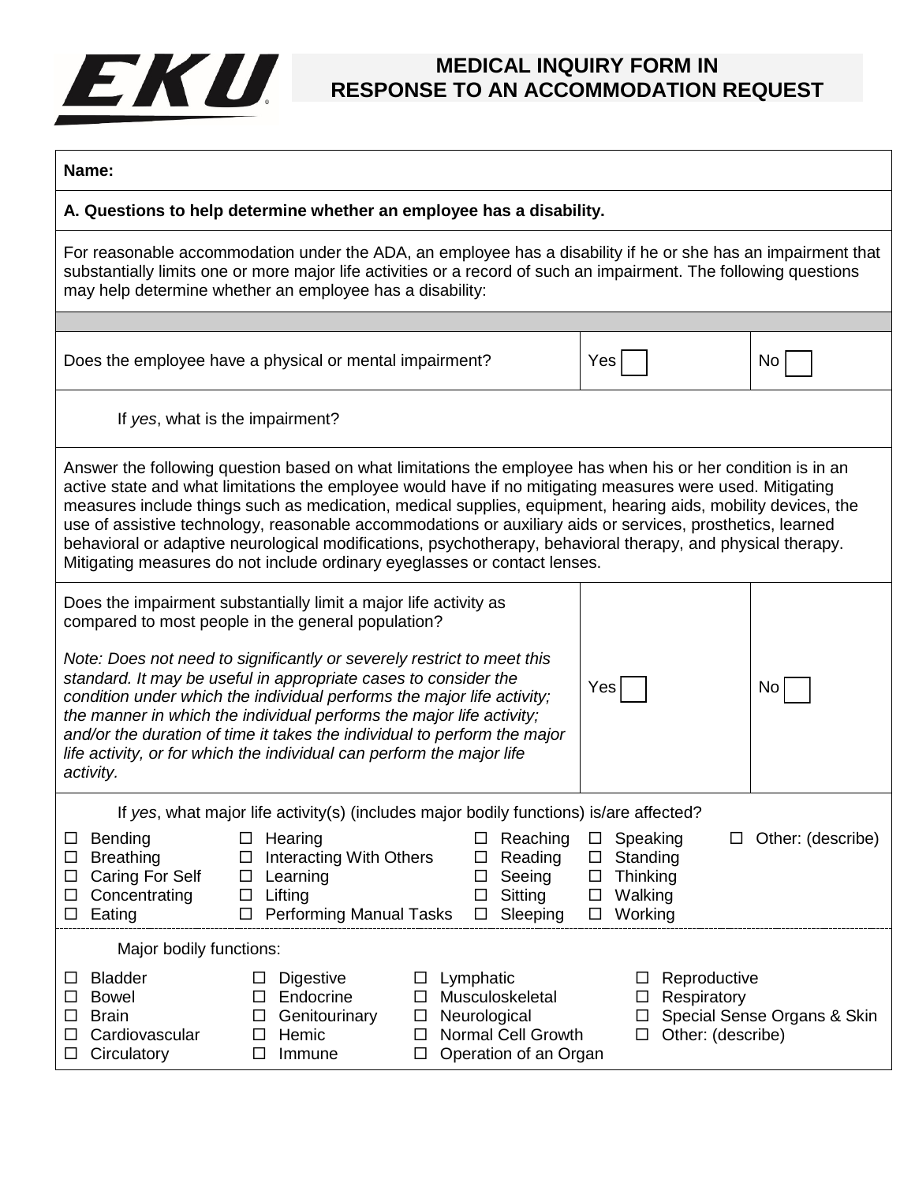# EKU

## MEDICAL INQUIRY FORM IN RESPONSE TO AN ACCOMMODATION REQUEST

**Name:**

**A. Questions to help determine whether an employee has a disability.**

For reasonable accommodation under the ADA, an employee has a disability if he or she has an impairment that substantially limits one or more major life activities or a record of such an impairment. The following questions may help determine whether an employee has a disability:

| | | |
|---|---|---|
| Does the employee have a physical or mental impairment? | Yes ☐ | No ☐ |

If *yes*, what is the impairment?

Answer the following question based on what limitations the employee has when his or her condition is in an active state and what limitations the employee would have if no mitigating measures were used. Mitigating measures include things such as medication, medical supplies, equipment, hearing aids, mobility devices, the use of assistive technology, reasonable accommodations or auxiliary aids or services, prosthetics, learned behavioral or adaptive neurological modifications, psychotherapy, behavioral therapy, and physical therapy. Mitigating measures do not include ordinary eyeglasses or contact lenses.

| | | |
|---|---|---|
| Does the impairment substantially limit a major life activity as compared to most people in the general population?<br><br>*Note: Does not need to significantly or severely restrict to meet this standard. It may be useful in appropriate cases to consider the condition under which the individual performs the major life activity; the manner in which the individual performs the major life activity; and/or the duration of time it takes the individual to perform the major life activity, or for which the individual can perform the major life activity.* | Yes ☐ | No ☐ |

If *yes*, what major life activity(s) (includes major bodily functions) is/are affected?

- ☐ Bending
- ☐ Breathing
- ☐ Caring For Self
- ☐ Concentrating
- ☐ Eating
- ☐ Hearing
- ☐ Interacting With Others
- ☐ Learning
- ☐ Lifting
- ☐ Performing Manual Tasks
- ☐ Reaching
- ☐ Reading
- ☐ Seeing
- ☐ Sitting
- ☐ Sleeping
- ☐ Speaking
- ☐ Standing
- ☐ Thinking
- ☐ Walking
- ☐ Working
- ☐ Other: (describe)

Major bodily functions:

- ☐ Bladder
- ☐ Bowel
- ☐ Brain
- ☐ Cardiovascular
- ☐ Circulatory
- ☐ Digestive
- ☐ Endocrine
- ☐ Genitourinary
- ☐ Hemic
- ☐ Immune
- ☐ Lymphatic
- ☐ Musculoskeletal
- ☐ Neurological
- ☐ Normal Cell Growth
- ☐ Operation of an Organ
- ☐ Reproductive
- ☐ Respiratory
- ☐ Special Sense Organs & Skin
- ☐ Other: (describe)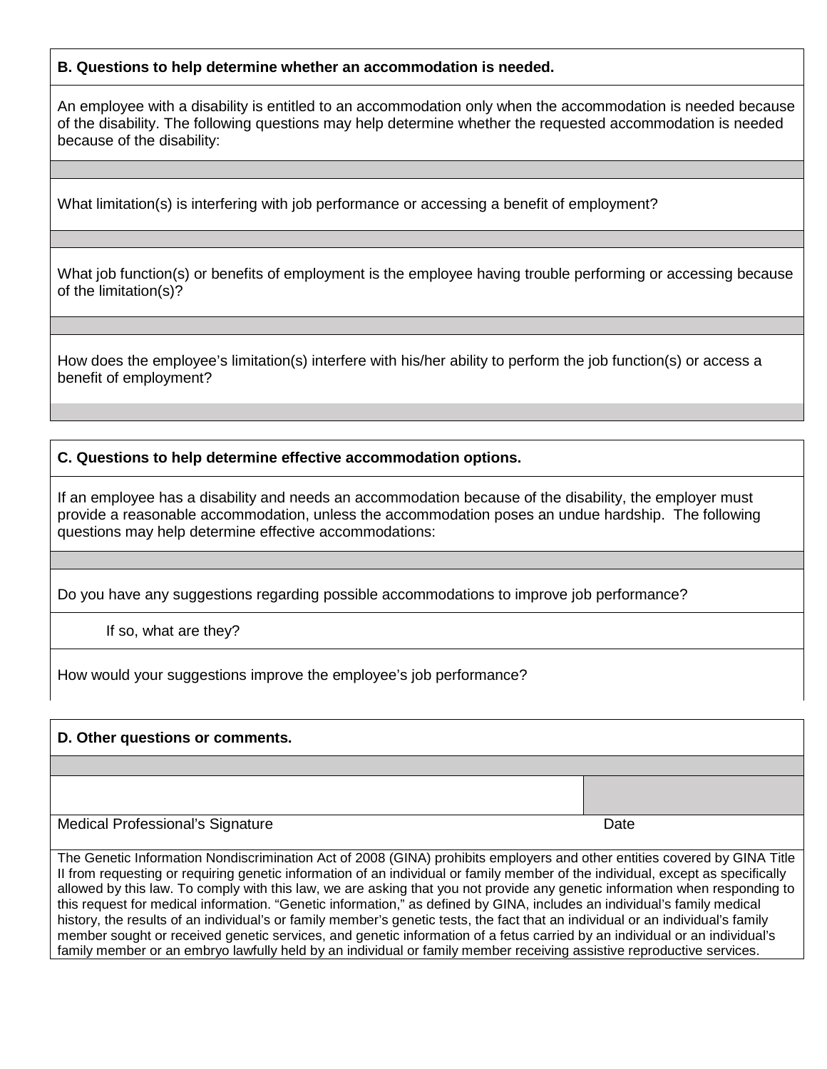**B. Questions to help determine whether an accommodation is needed.**

An employee with a disability is entitled to an accommodation only when the accommodation is needed because of the disability. The following questions may help determine whether the requested accommodation is needed because of the disability:

What limitation(s) is interfering with job performance or accessing a benefit of employment?

What job function(s) or benefits of employment is the employee having trouble performing or accessing because of the limitation(s)?

How does the employee's limitation(s) interfere with his/her ability to perform the job function(s) or access a benefit of employment?

**C. Questions to help determine effective accommodation options.**

If an employee has a disability and needs an accommodation because of the disability, the employer must provide a reasonable accommodation, unless the accommodation poses an undue hardship. The following questions may help determine effective accommodations:

Do you have any suggestions regarding possible accommodations to improve job performance?

If so, what are they?

How would your suggestions improve the employee's job performance?

**D. Other questions or comments.**

| | |
|---|---|
| Medical Professional's Signature | Date |

The Genetic Information Nondiscrimination Act of 2008 (GINA) prohibits employers and other entities covered by GINA Title II from requesting or requiring genetic information of an individual or family member of the individual, except as specifically allowed by this law. To comply with this law, we are asking that you not provide any genetic information when responding to this request for medical information. "Genetic information," as defined by GINA, includes an individual's family medical history, the results of an individual's or family member's genetic tests, the fact that an individual or an individual's family member sought or received genetic services, and genetic information of a fetus carried by an individual or an individual's family member or an embryo lawfully held by an individual or family member receiving assistive reproductive services.